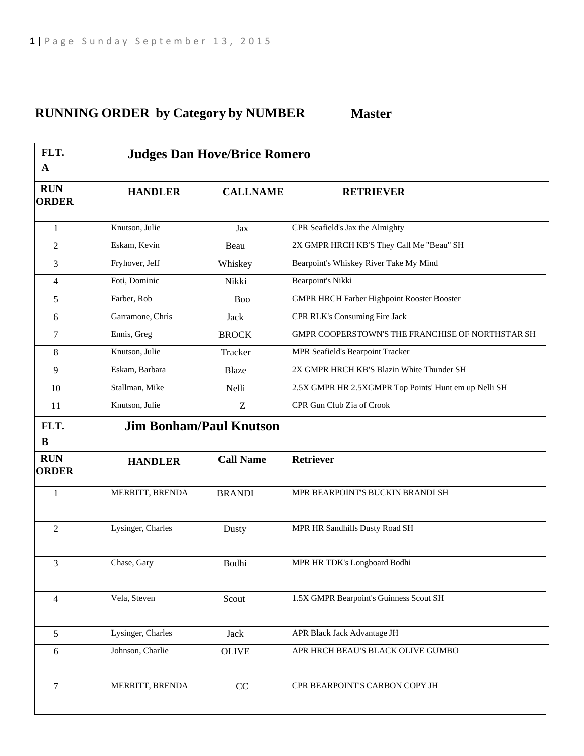## RUNNING ORDER by Category by NUMBER Master

| FLT. A | | Judges Dan Hove/Brice Romero | | |
|---|---|---|---|---|
| **RUN ORDER** | | **HANDLER** | **CALLNAME** | **RETRIEVER** |
| 1 | | Knutson, Julie | Jax | CPR Seafield's Jax the Almighty |
| 2 | | Eskam, Kevin | Beau | 2X GMPR HRCH KB'S They Call Me "Beau" SH |
| 3 | | Fryhover, Jeff | Whiskey | Bearpoint's Whiskey River Take My Mind |
| 4 | | Foti, Dominic | Nikki | Bearpoint's Nikki |
| 5 | | Farber, Rob | Boo | GMPR HRCH Farber Highpoint Rooster Booster |
| 6 | | Garramone, Chris | Jack | CPR RLK's Consuming Fire Jack |
| 7 | | Ennis, Greg | BROCK | GMPR COOPERSTOWN'S THE FRANCHISE OF NORTHSTAR SH |
| 8 | | Knutson, Julie | Tracker | MPR Seafield's Bearpoint Tracker |
| 9 | | Eskam, Barbara | Blaze | 2X GMPR HRCH KB'S Blazin White Thunder SH |
| 10 | | Stallman, Mike | Nelli | 2.5X GMPR HR 2.5XGMPR Top Points' Hunt em up Nelli SH |
| 11 | | Knutson, Julie | Z | CPR Gun Club Zia of Crook |
| **FLT. B** | | **Jim Bonham/Paul Knutson** | | |
| **RUN ORDER** | | **HANDLER** | **Call Name** | **Retriever** |
| 1 | | MERRITT, BRENDA | BRANDI | MPR BEARPOINT'S BUCKIN BRANDI SH |
| 2 | | Lysinger, Charles | Dusty | MPR HR Sandhills Dusty Road SH |
| 3 | | Chase, Gary | Bodhi | MPR HR TDK's Longboard Bodhi |
| 4 | | Vela, Steven | Scout | 1.5X GMPR Bearpoint's Guinness Scout SH |
| 5 | | Lysinger, Charles | Jack | APR Black Jack Advantage JH |
| 6 | | Johnson, Charlie | OLIVE | APR HRCH BEAU'S BLACK OLIVE GUMBO |
| 7 | | MERRITT, BRENDA | CC | CPR BEARPOINT'S CARBON COPY JH |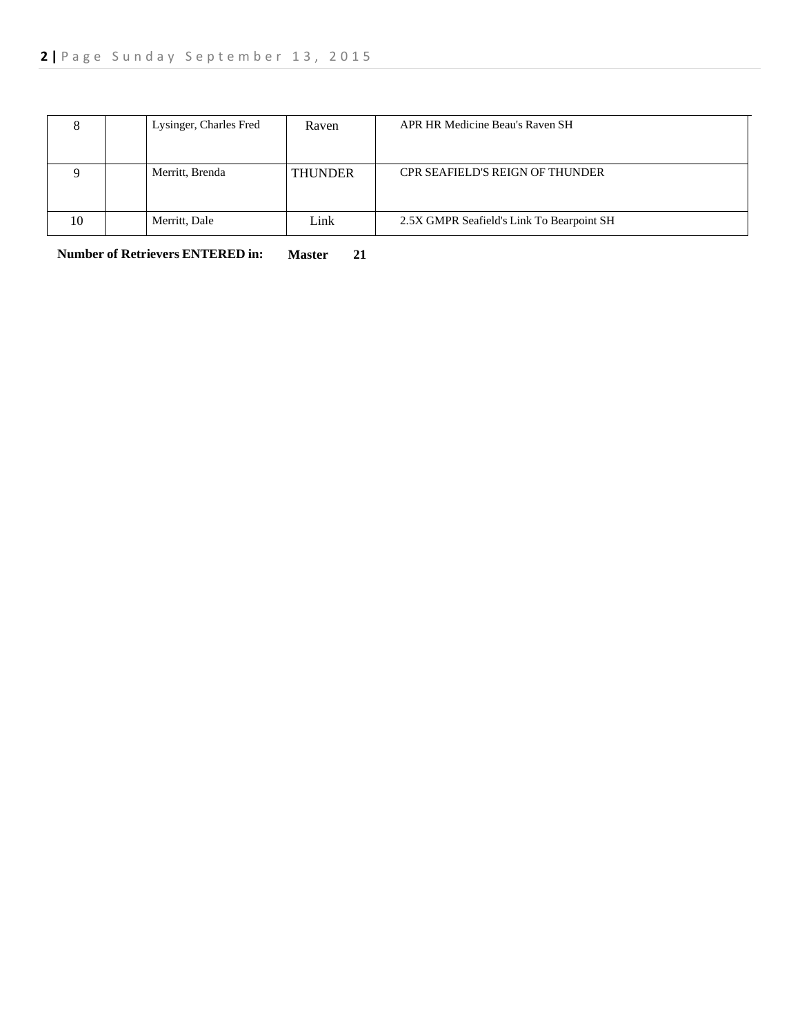| | | | | |
|---|---|---|---|---|
| 8 | | Lysinger, Charles Fred | Raven | APR HR Medicine Beau's Raven SH |
| 9 | | Merritt, Brenda | THUNDER | CPR SEAFIELD'S REIGN OF THUNDER |
| 10 | | Merritt, Dale | Link | 2.5X GMPR Seafield's Link To Bearpoint SH |

**Number of Retrievers ENTERED in: Master 21**